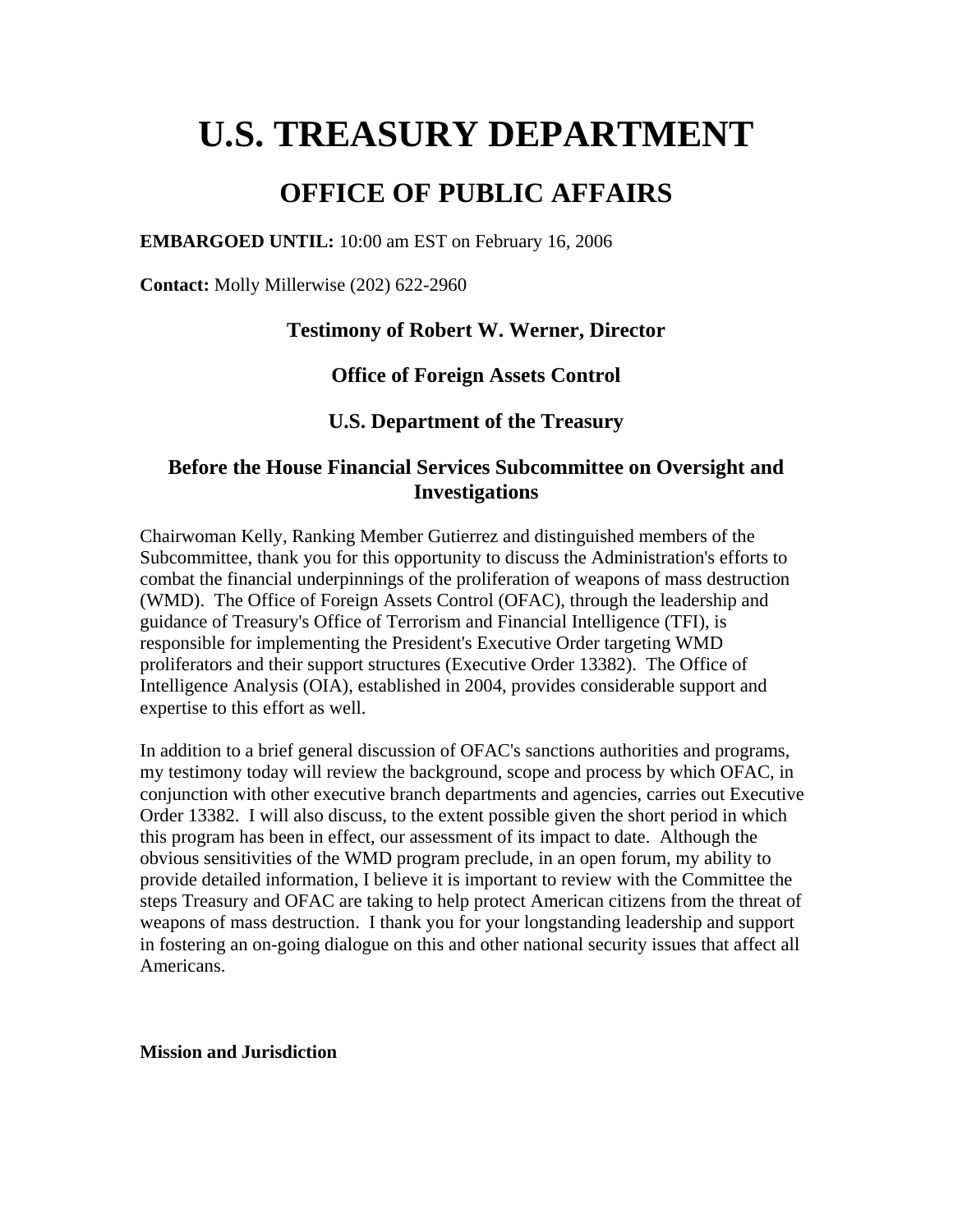# U.S. TREASURY DEPARTMENT

## OFFICE OF PUBLIC AFFAIRS

**EMBARGOED UNTIL:** 10:00 am EST on February 16, 2006

**Contact:** Molly Millerwise (202) 622-2960

### Testimony of Robert W. Werner, Director

### Office of Foreign Assets Control

### U.S. Department of the Treasury

### Before the House Financial Services Subcommittee on Oversight and Investigations

Chairwoman Kelly, Ranking Member Gutierrez and distinguished members of the Subcommittee, thank you for this opportunity to discuss the Administration's efforts to combat the financial underpinnings of the proliferation of weapons of mass destruction (WMD). The Office of Foreign Assets Control (OFAC), through the leadership and guidance of Treasury's Office of Terrorism and Financial Intelligence (TFI), is responsible for implementing the President's Executive Order targeting WMD proliferators and their support structures (Executive Order 13382). The Office of Intelligence Analysis (OIA), established in 2004, provides considerable support and expertise to this effort as well.

In addition to a brief general discussion of OFAC's sanctions authorities and programs, my testimony today will review the background, scope and process by which OFAC, in conjunction with other executive branch departments and agencies, carries out Executive Order 13382. I will also discuss, to the extent possible given the short period in which this program has been in effect, our assessment of its impact to date. Although the obvious sensitivities of the WMD program preclude, in an open forum, my ability to provide detailed information, I believe it is important to review with the Committee the steps Treasury and OFAC are taking to help protect American citizens from the threat of weapons of mass destruction. I thank you for your longstanding leadership and support in fostering an on-going dialogue on this and other national security issues that affect all Americans.

**Mission and Jurisdiction**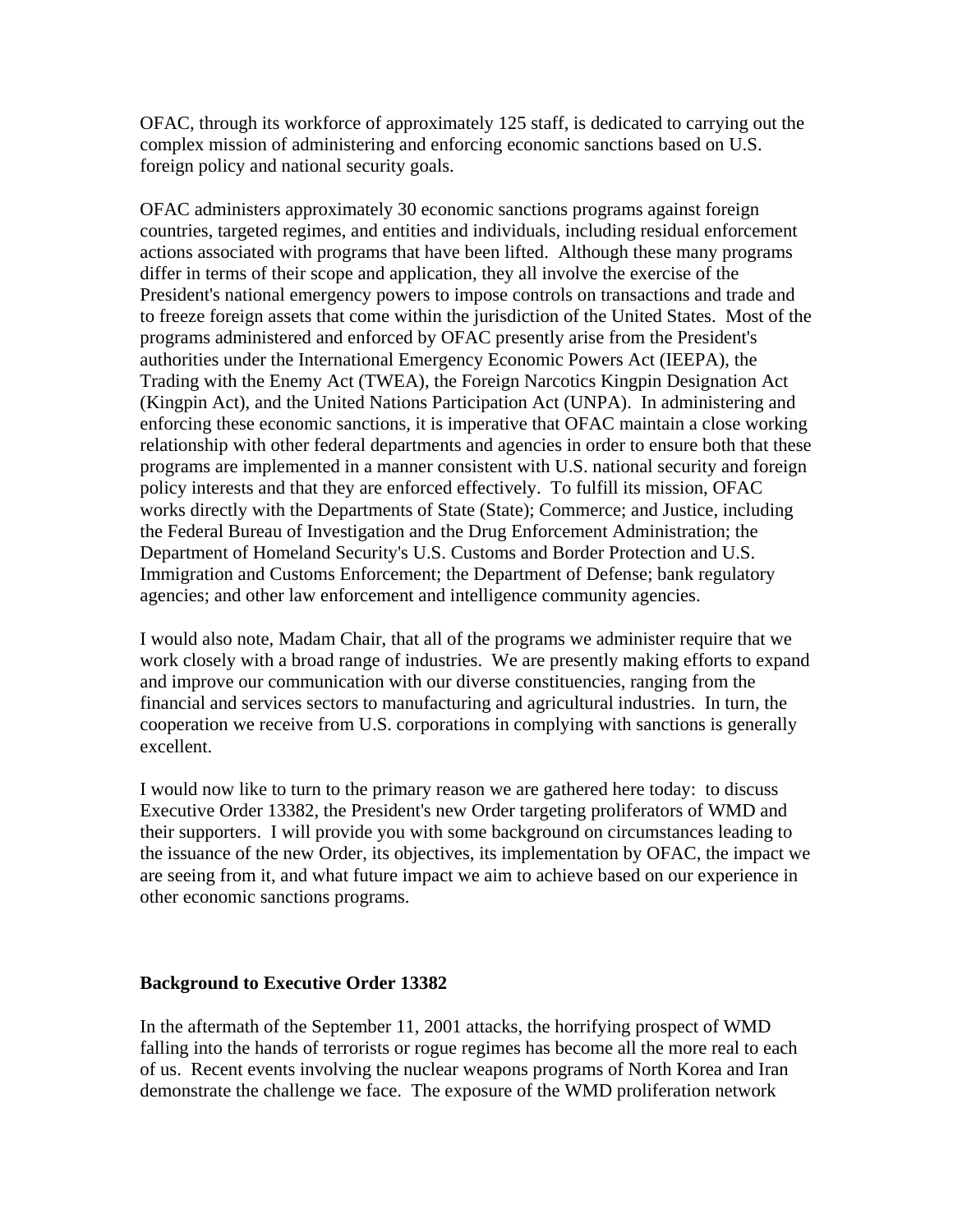OFAC, through its workforce of approximately 125 staff, is dedicated to carrying out the complex mission of administering and enforcing economic sanctions based on U.S. foreign policy and national security goals.

OFAC administers approximately 30 economic sanctions programs against foreign countries, targeted regimes, and entities and individuals, including residual enforcement actions associated with programs that have been lifted. Although these many programs differ in terms of their scope and application, they all involve the exercise of the President's national emergency powers to impose controls on transactions and trade and to freeze foreign assets that come within the jurisdiction of the United States. Most of the programs administered and enforced by OFAC presently arise from the President's authorities under the International Emergency Economic Powers Act (IEEPA), the Trading with the Enemy Act (TWEA), the Foreign Narcotics Kingpin Designation Act (Kingpin Act), and the United Nations Participation Act (UNPA). In administering and enforcing these economic sanctions, it is imperative that OFAC maintain a close working relationship with other federal departments and agencies in order to ensure both that these programs are implemented in a manner consistent with U.S. national security and foreign policy interests and that they are enforced effectively. To fulfill its mission, OFAC works directly with the Departments of State (State); Commerce; and Justice, including the Federal Bureau of Investigation and the Drug Enforcement Administration; the Department of Homeland Security's U.S. Customs and Border Protection and U.S. Immigration and Customs Enforcement; the Department of Defense; bank regulatory agencies; and other law enforcement and intelligence community agencies.

I would also note, Madam Chair, that all of the programs we administer require that we work closely with a broad range of industries. We are presently making efforts to expand and improve our communication with our diverse constituencies, ranging from the financial and services sectors to manufacturing and agricultural industries. In turn, the cooperation we receive from U.S. corporations in complying with sanctions is generally excellent.

I would now like to turn to the primary reason we are gathered here today: to discuss Executive Order 13382, the President's new Order targeting proliferators of WMD and their supporters. I will provide you with some background on circumstances leading to the issuance of the new Order, its objectives, its implementation by OFAC, the impact we are seeing from it, and what future impact we aim to achieve based on our experience in other economic sanctions programs.

**Background to Executive Order 13382**

In the aftermath of the September 11, 2001 attacks, the horrifying prospect of WMD falling into the hands of terrorists or rogue regimes has become all the more real to each of us. Recent events involving the nuclear weapons programs of North Korea and Iran demonstrate the challenge we face. The exposure of the WMD proliferation network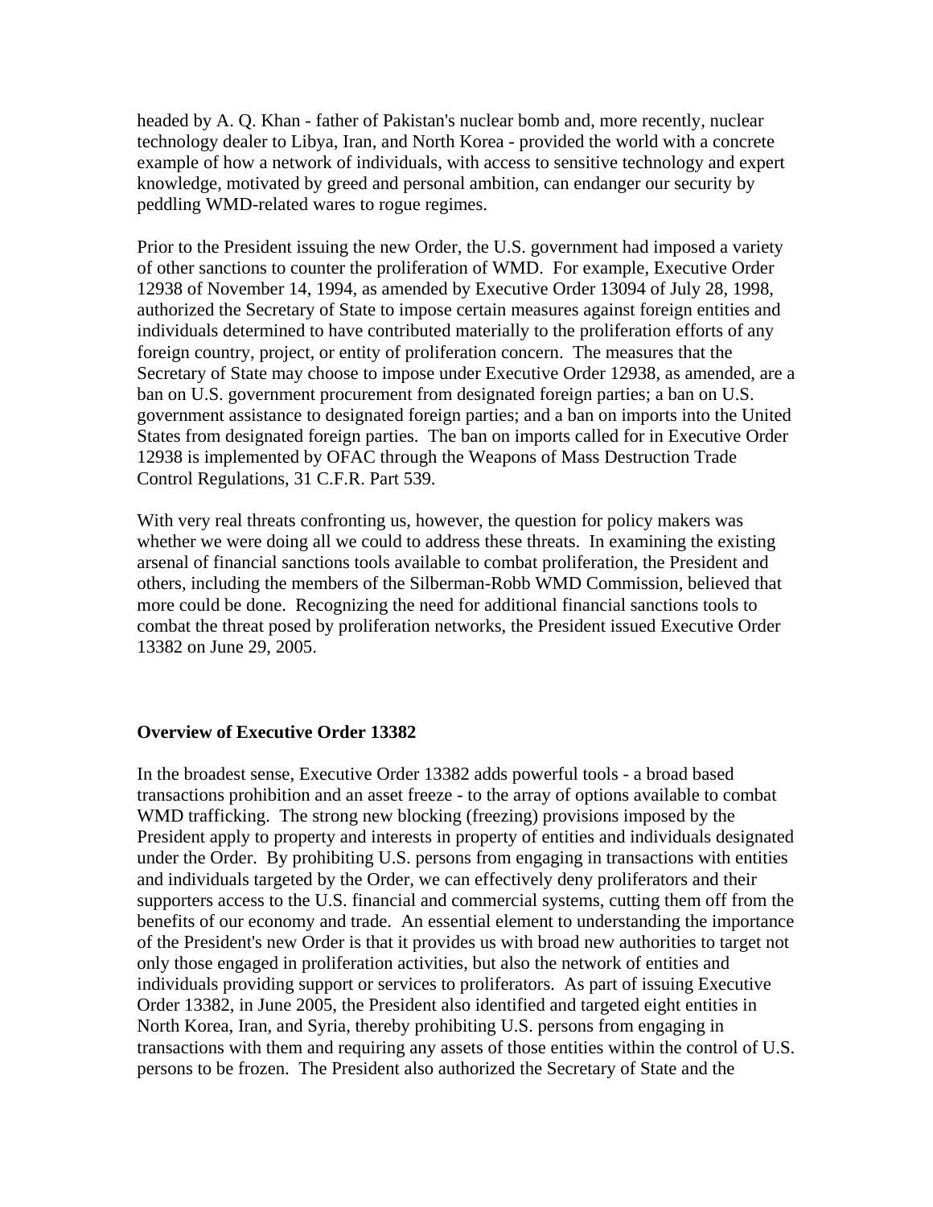headed by A. Q. Khan - father of Pakistan's nuclear bomb and, more recently, nuclear technology dealer to Libya, Iran, and North Korea - provided the world with a concrete example of how a network of individuals, with access to sensitive technology and expert knowledge, motivated by greed and personal ambition, can endanger our security by peddling WMD-related wares to rogue regimes.

Prior to the President issuing the new Order, the U.S. government had imposed a variety of other sanctions to counter the proliferation of WMD. For example, Executive Order 12938 of November 14, 1994, as amended by Executive Order 13094 of July 28, 1998, authorized the Secretary of State to impose certain measures against foreign entities and individuals determined to have contributed materially to the proliferation efforts of any foreign country, project, or entity of proliferation concern. The measures that the Secretary of State may choose to impose under Executive Order 12938, as amended, are a ban on U.S. government procurement from designated foreign parties; a ban on U.S. government assistance to designated foreign parties; and a ban on imports into the United States from designated foreign parties. The ban on imports called for in Executive Order 12938 is implemented by OFAC through the Weapons of Mass Destruction Trade Control Regulations, 31 C.F.R. Part 539.

With very real threats confronting us, however, the question for policy makers was whether we were doing all we could to address these threats. In examining the existing arsenal of financial sanctions tools available to combat proliferation, the President and others, including the members of the Silberman-Robb WMD Commission, believed that more could be done. Recognizing the need for additional financial sanctions tools to combat the threat posed by proliferation networks, the President issued Executive Order 13382 on June 29, 2005.

**Overview of Executive Order 13382**

In the broadest sense, Executive Order 13382 adds powerful tools - a broad based transactions prohibition and an asset freeze - to the array of options available to combat WMD trafficking. The strong new blocking (freezing) provisions imposed by the President apply to property and interests in property of entities and individuals designated under the Order. By prohibiting U.S. persons from engaging in transactions with entities and individuals targeted by the Order, we can effectively deny proliferators and their supporters access to the U.S. financial and commercial systems, cutting them off from the benefits of our economy and trade. An essential element to understanding the importance of the President's new Order is that it provides us with broad new authorities to target not only those engaged in proliferation activities, but also the network of entities and individuals providing support or services to proliferators. As part of issuing Executive Order 13382, in June 2005, the President also identified and targeted eight entities in North Korea, Iran, and Syria, thereby prohibiting U.S. persons from engaging in transactions with them and requiring any assets of those entities within the control of U.S. persons to be frozen. The President also authorized the Secretary of State and the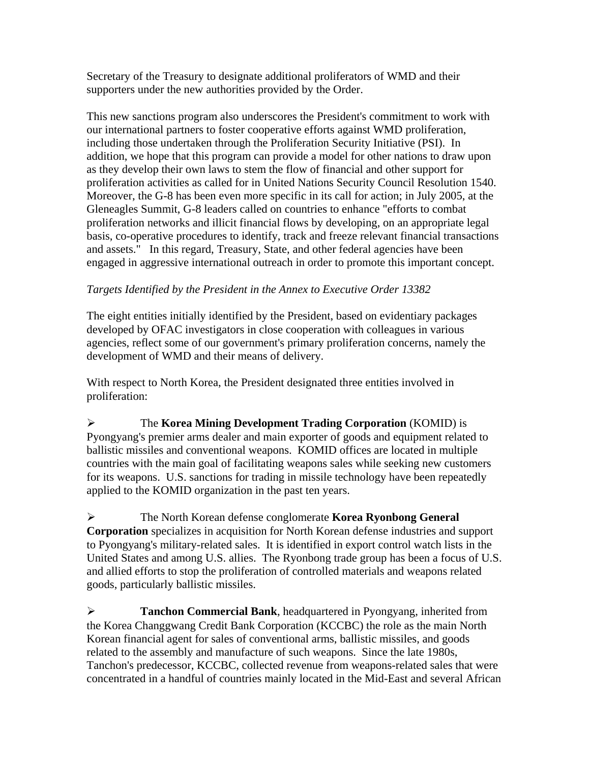Secretary of the Treasury to designate additional proliferators of WMD and their supporters under the new authorities provided by the Order.

This new sanctions program also underscores the President's commitment to work with our international partners to foster cooperative efforts against WMD proliferation, including those undertaken through the Proliferation Security Initiative (PSI). In addition, we hope that this program can provide a model for other nations to draw upon as they develop their own laws to stem the flow of financial and other support for proliferation activities as called for in United Nations Security Council Resolution 1540. Moreover, the G-8 has been even more specific in its call for action; in July 2005, at the Gleneagles Summit, G-8 leaders called on countries to enhance "efforts to combat proliferation networks and illicit financial flows by developing, on an appropriate legal basis, co-operative procedures to identify, track and freeze relevant financial transactions and assets." In this regard, Treasury, State, and other federal agencies have been engaged in aggressive international outreach in order to promote this important concept.

*Targets Identified by the President in the Annex to Executive Order 13382*

The eight entities initially identified by the President, based on evidentiary packages developed by OFAC investigators in close cooperation with colleagues in various agencies, reflect some of our government's primary proliferation concerns, namely the development of WMD and their means of delivery.

With respect to North Korea, the President designated three entities involved in proliferation:

- The **Korea Mining Development Trading Corporation** (KOMID) is Pyongyang's premier arms dealer and main exporter of goods and equipment related to ballistic missiles and conventional weapons. KOMID offices are located in multiple countries with the main goal of facilitating weapons sales while seeking new customers for its weapons. U.S. sanctions for trading in missile technology have been repeatedly applied to the KOMID organization in the past ten years.

- The North Korean defense conglomerate **Korea Ryonbong General Corporation** specializes in acquisition for North Korean defense industries and support to Pyongyang's military-related sales. It is identified in export control watch lists in the United States and among U.S. allies. The Ryonbong trade group has been a focus of U.S. and allied efforts to stop the proliferation of controlled materials and weapons related goods, particularly ballistic missiles.

- **Tanchon Commercial Bank**, headquartered in Pyongyang, inherited from the Korea Changgwang Credit Bank Corporation (KCCBC) the role as the main North Korean financial agent for sales of conventional arms, ballistic missiles, and goods related to the assembly and manufacture of such weapons. Since the late 1980s, Tanchon's predecessor, KCCBC, collected revenue from weapons-related sales that were concentrated in a handful of countries mainly located in the Mid-East and several African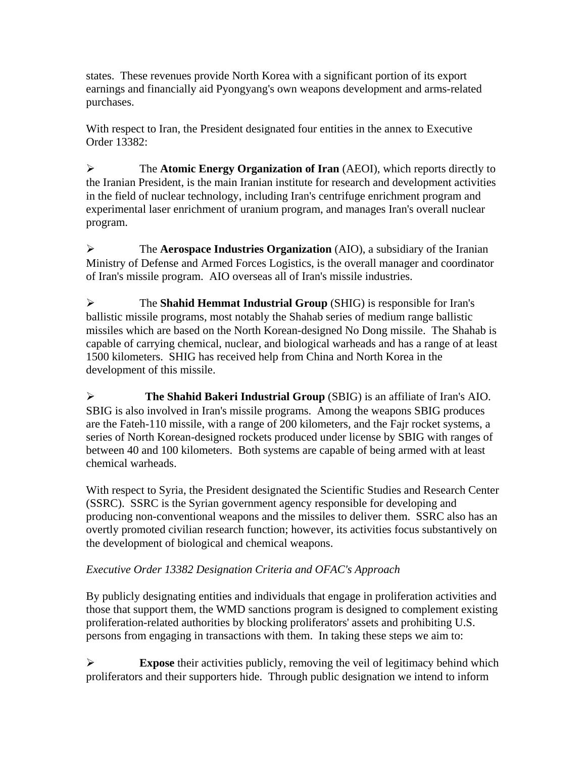states. These revenues provide North Korea with a significant portion of its export earnings and financially aid Pyongyang's own weapons development and arms-related purchases.

With respect to Iran, the President designated four entities in the annex to Executive Order 13382:

- The **Atomic Energy Organization of Iran** (AEOI), which reports directly to the Iranian President, is the main Iranian institute for research and development activities in the field of nuclear technology, including Iran's centrifuge enrichment program and experimental laser enrichment of uranium program, and manages Iran's overall nuclear program.

- The **Aerospace Industries Organization** (AIO), a subsidiary of the Iranian Ministry of Defense and Armed Forces Logistics, is the overall manager and coordinator of Iran's missile program. AIO overseas all of Iran's missile industries.

- The **Shahid Hemmat Industrial Group** (SHIG) is responsible for Iran's ballistic missile programs, most notably the Shahab series of medium range ballistic missiles which are based on the North Korean-designed No Dong missile. The Shahab is capable of carrying chemical, nuclear, and biological warheads and has a range of at least 1500 kilometers. SHIG has received help from China and North Korea in the development of this missile.

- **The Shahid Bakeri Industrial Group** (SBIG) is an affiliate of Iran's AIO. SBIG is also involved in Iran's missile programs. Among the weapons SBIG produces are the Fateh-110 missile, with a range of 200 kilometers, and the Fajr rocket systems, a series of North Korean-designed rockets produced under license by SBIG with ranges of between 40 and 100 kilometers. Both systems are capable of being armed with at least chemical warheads.

With respect to Syria, the President designated the Scientific Studies and Research Center (SSRC). SSRC is the Syrian government agency responsible for developing and producing non-conventional weapons and the missiles to deliver them. SSRC also has an overtly promoted civilian research function; however, its activities focus substantively on the development of biological and chemical weapons.

*Executive Order 13382 Designation Criteria and OFAC's Approach*

By publicly designating entities and individuals that engage in proliferation activities and those that support them, the WMD sanctions program is designed to complement existing proliferation-related authorities by blocking proliferators' assets and prohibiting U.S. persons from engaging in transactions with them. In taking these steps we aim to:

- **Expose** their activities publicly, removing the veil of legitimacy behind which proliferators and their supporters hide. Through public designation we intend to inform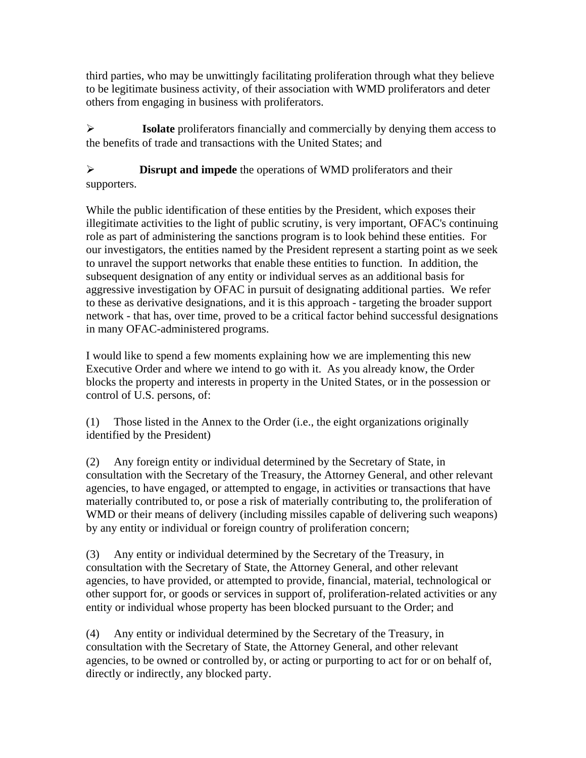third parties, who may be unwittingly facilitating proliferation through what they believe to be legitimate business activity, of their association with WMD proliferators and deter others from engaging in business with proliferators.

- **Isolate** proliferators financially and commercially by denying them access to the benefits of trade and transactions with the United States; and

- **Disrupt and impede** the operations of WMD proliferators and their supporters.

While the public identification of these entities by the President, which exposes their illegitimate activities to the light of public scrutiny, is very important, OFAC's continuing role as part of administering the sanctions program is to look behind these entities. For our investigators, the entities named by the President represent a starting point as we seek to unravel the support networks that enable these entities to function. In addition, the subsequent designation of any entity or individual serves as an additional basis for aggressive investigation by OFAC in pursuit of designating additional parties. We refer to these as derivative designations, and it is this approach - targeting the broader support network - that has, over time, proved to be a critical factor behind successful designations in many OFAC-administered programs.

I would like to spend a few moments explaining how we are implementing this new Executive Order and where we intend to go with it. As you already know, the Order blocks the property and interests in property in the United States, or in the possession or control of U.S. persons, of:

(1) Those listed in the Annex to the Order (i.e., the eight organizations originally identified by the President)

(2) Any foreign entity or individual determined by the Secretary of State, in consultation with the Secretary of the Treasury, the Attorney General, and other relevant agencies, to have engaged, or attempted to engage, in activities or transactions that have materially contributed to, or pose a risk of materially contributing to, the proliferation of WMD or their means of delivery (including missiles capable of delivering such weapons) by any entity or individual or foreign country of proliferation concern;

(3) Any entity or individual determined by the Secretary of the Treasury, in consultation with the Secretary of State, the Attorney General, and other relevant agencies, to have provided, or attempted to provide, financial, material, technological or other support for, or goods or services in support of, proliferation-related activities or any entity or individual whose property has been blocked pursuant to the Order; and

(4) Any entity or individual determined by the Secretary of the Treasury, in consultation with the Secretary of State, the Attorney General, and other relevant agencies, to be owned or controlled by, or acting or purporting to act for or on behalf of, directly or indirectly, any blocked party.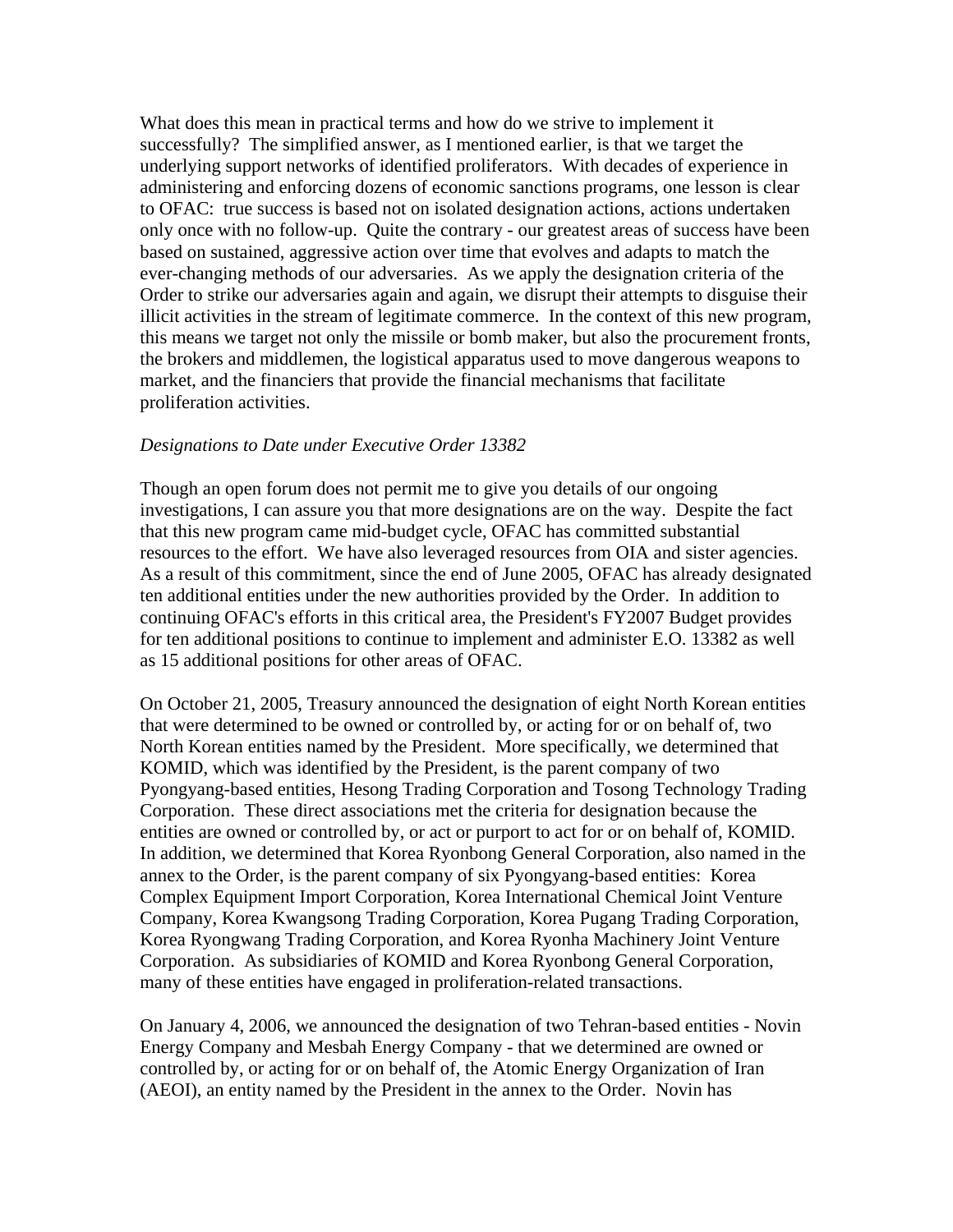What does this mean in practical terms and how do we strive to implement it successfully? The simplified answer, as I mentioned earlier, is that we target the underlying support networks of identified proliferators. With decades of experience in administering and enforcing dozens of economic sanctions programs, one lesson is clear to OFAC: true success is based not on isolated designation actions, actions undertaken only once with no follow-up. Quite the contrary - our greatest areas of success have been based on sustained, aggressive action over time that evolves and adapts to match the ever-changing methods of our adversaries. As we apply the designation criteria of the Order to strike our adversaries again and again, we disrupt their attempts to disguise their illicit activities in the stream of legitimate commerce. In the context of this new program, this means we target not only the missile or bomb maker, but also the procurement fronts, the brokers and middlemen, the logistical apparatus used to move dangerous weapons to market, and the financiers that provide the financial mechanisms that facilitate proliferation activities.

*Designations to Date under Executive Order 13382*

Though an open forum does not permit me to give you details of our ongoing investigations, I can assure you that more designations are on the way. Despite the fact that this new program came mid-budget cycle, OFAC has committed substantial resources to the effort. We have also leveraged resources from OIA and sister agencies. As a result of this commitment, since the end of June 2005, OFAC has already designated ten additional entities under the new authorities provided by the Order. In addition to continuing OFAC's efforts in this critical area, the President's FY2007 Budget provides for ten additional positions to continue to implement and administer E.O. 13382 as well as 15 additional positions for other areas of OFAC.

On October 21, 2005, Treasury announced the designation of eight North Korean entities that were determined to be owned or controlled by, or acting for or on behalf of, two North Korean entities named by the President. More specifically, we determined that KOMID, which was identified by the President, is the parent company of two Pyongyang-based entities, Hesong Trading Corporation and Tosong Technology Trading Corporation. These direct associations met the criteria for designation because the entities are owned or controlled by, or act or purport to act for or on behalf of, KOMID. In addition, we determined that Korea Ryonbong General Corporation, also named in the annex to the Order, is the parent company of six Pyongyang-based entities: Korea Complex Equipment Import Corporation, Korea International Chemical Joint Venture Company, Korea Kwangsong Trading Corporation, Korea Pugang Trading Corporation, Korea Ryongwang Trading Corporation, and Korea Ryonha Machinery Joint Venture Corporation. As subsidiaries of KOMID and Korea Ryonbong General Corporation, many of these entities have engaged in proliferation-related transactions.

On January 4, 2006, we announced the designation of two Tehran-based entities - Novin Energy Company and Mesbah Energy Company - that we determined are owned or controlled by, or acting for or on behalf of, the Atomic Energy Organization of Iran (AEOI), an entity named by the President in the annex to the Order. Novin has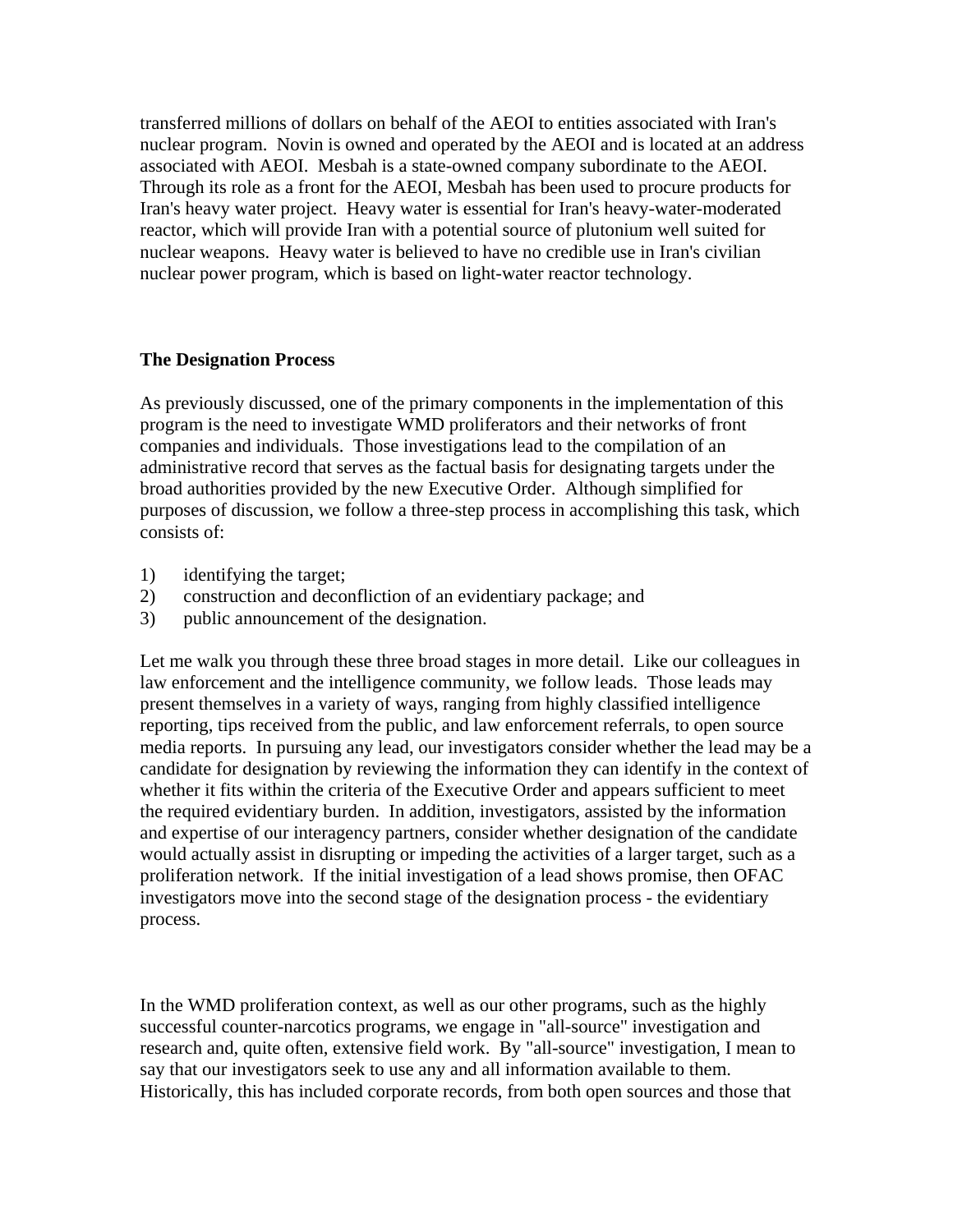transferred millions of dollars on behalf of the AEOI to entities associated with Iran's nuclear program. Novin is owned and operated by the AEOI and is located at an address associated with AEOI. Mesbah is a state-owned company subordinate to the AEOI. Through its role as a front for the AEOI, Mesbah has been used to procure products for Iran's heavy water project. Heavy water is essential for Iran's heavy-water-moderated reactor, which will provide Iran with a potential source of plutonium well suited for nuclear weapons. Heavy water is believed to have no credible use in Iran's civilian nuclear power program, which is based on light-water reactor technology.

**The Designation Process**

As previously discussed, one of the primary components in the implementation of this program is the need to investigate WMD proliferators and their networks of front companies and individuals. Those investigations lead to the compilation of an administrative record that serves as the factual basis for designating targets under the broad authorities provided by the new Executive Order. Although simplified for purposes of discussion, we follow a three-step process in accomplishing this task, which consists of:

1) identifying the target;
2) construction and deconfliction of an evidentiary package; and
3) public announcement of the designation.

Let me walk you through these three broad stages in more detail. Like our colleagues in law enforcement and the intelligence community, we follow leads. Those leads may present themselves in a variety of ways, ranging from highly classified intelligence reporting, tips received from the public, and law enforcement referrals, to open source media reports. In pursuing any lead, our investigators consider whether the lead may be a candidate for designation by reviewing the information they can identify in the context of whether it fits within the criteria of the Executive Order and appears sufficient to meet the required evidentiary burden. In addition, investigators, assisted by the information and expertise of our interagency partners, consider whether designation of the candidate would actually assist in disrupting or impeding the activities of a larger target, such as a proliferation network. If the initial investigation of a lead shows promise, then OFAC investigators move into the second stage of the designation process - the evidentiary process.

In the WMD proliferation context, as well as our other programs, such as the highly successful counter-narcotics programs, we engage in "all-source" investigation and research and, quite often, extensive field work. By "all-source" investigation, I mean to say that our investigators seek to use any and all information available to them. Historically, this has included corporate records, from both open sources and those that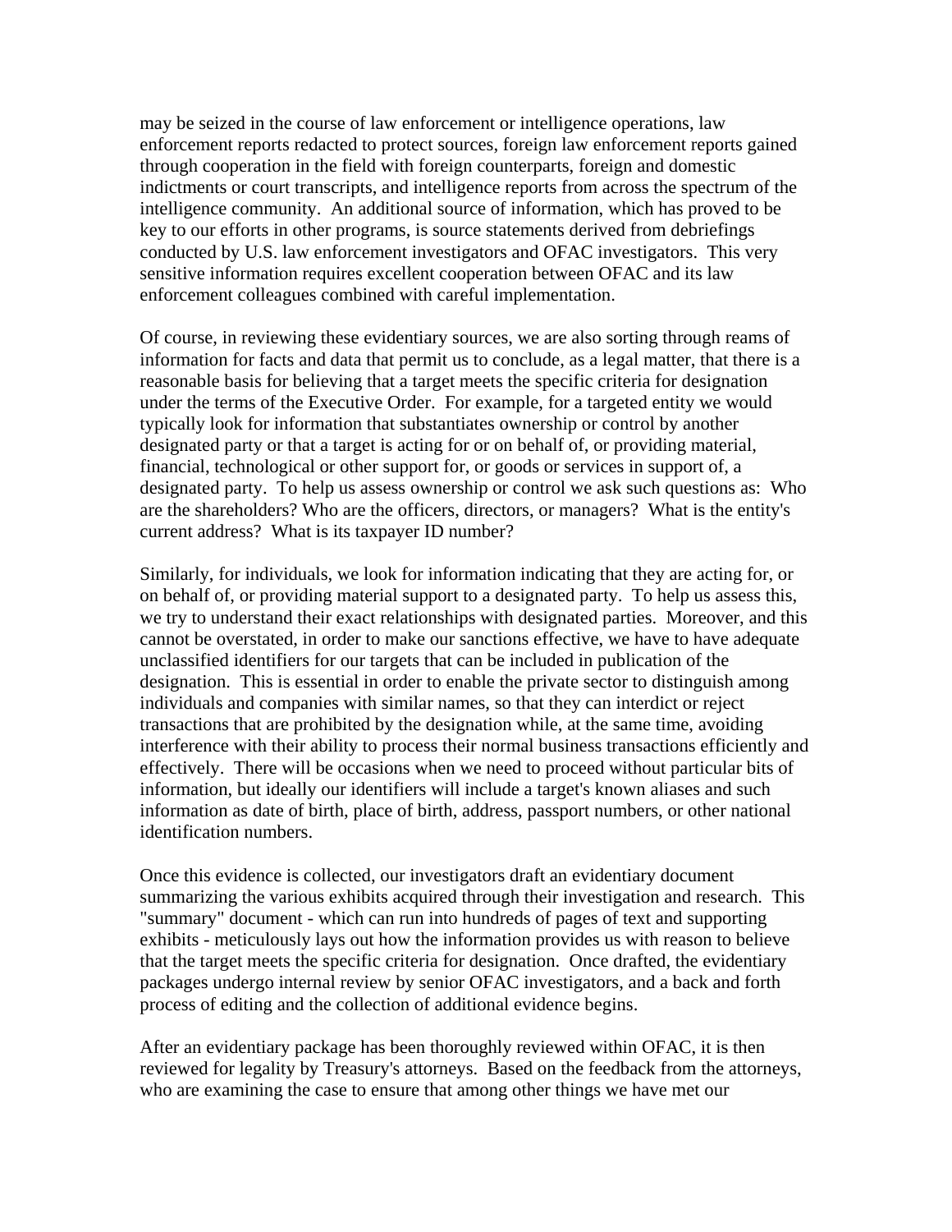may be seized in the course of law enforcement or intelligence operations, law enforcement reports redacted to protect sources, foreign law enforcement reports gained through cooperation in the field with foreign counterparts, foreign and domestic indictments or court transcripts, and intelligence reports from across the spectrum of the intelligence community. An additional source of information, which has proved to be key to our efforts in other programs, is source statements derived from debriefings conducted by U.S. law enforcement investigators and OFAC investigators. This very sensitive information requires excellent cooperation between OFAC and its law enforcement colleagues combined with careful implementation.

Of course, in reviewing these evidentiary sources, we are also sorting through reams of information for facts and data that permit us to conclude, as a legal matter, that there is a reasonable basis for believing that a target meets the specific criteria for designation under the terms of the Executive Order. For example, for a targeted entity we would typically look for information that substantiates ownership or control by another designated party or that a target is acting for or on behalf of, or providing material, financial, technological or other support for, or goods or services in support of, a designated party. To help us assess ownership or control we ask such questions as: Who are the shareholders? Who are the officers, directors, or managers? What is the entity's current address? What is its taxpayer ID number?

Similarly, for individuals, we look for information indicating that they are acting for, or on behalf of, or providing material support to a designated party. To help us assess this, we try to understand their exact relationships with designated parties. Moreover, and this cannot be overstated, in order to make our sanctions effective, we have to have adequate unclassified identifiers for our targets that can be included in publication of the designation. This is essential in order to enable the private sector to distinguish among individuals and companies with similar names, so that they can interdict or reject transactions that are prohibited by the designation while, at the same time, avoiding interference with their ability to process their normal business transactions efficiently and effectively. There will be occasions when we need to proceed without particular bits of information, but ideally our identifiers will include a target's known aliases and such information as date of birth, place of birth, address, passport numbers, or other national identification numbers.

Once this evidence is collected, our investigators draft an evidentiary document summarizing the various exhibits acquired through their investigation and research. This "summary" document - which can run into hundreds of pages of text and supporting exhibits - meticulously lays out how the information provides us with reason to believe that the target meets the specific criteria for designation. Once drafted, the evidentiary packages undergo internal review by senior OFAC investigators, and a back and forth process of editing and the collection of additional evidence begins.

After an evidentiary package has been thoroughly reviewed within OFAC, it is then reviewed for legality by Treasury's attorneys. Based on the feedback from the attorneys, who are examining the case to ensure that among other things we have met our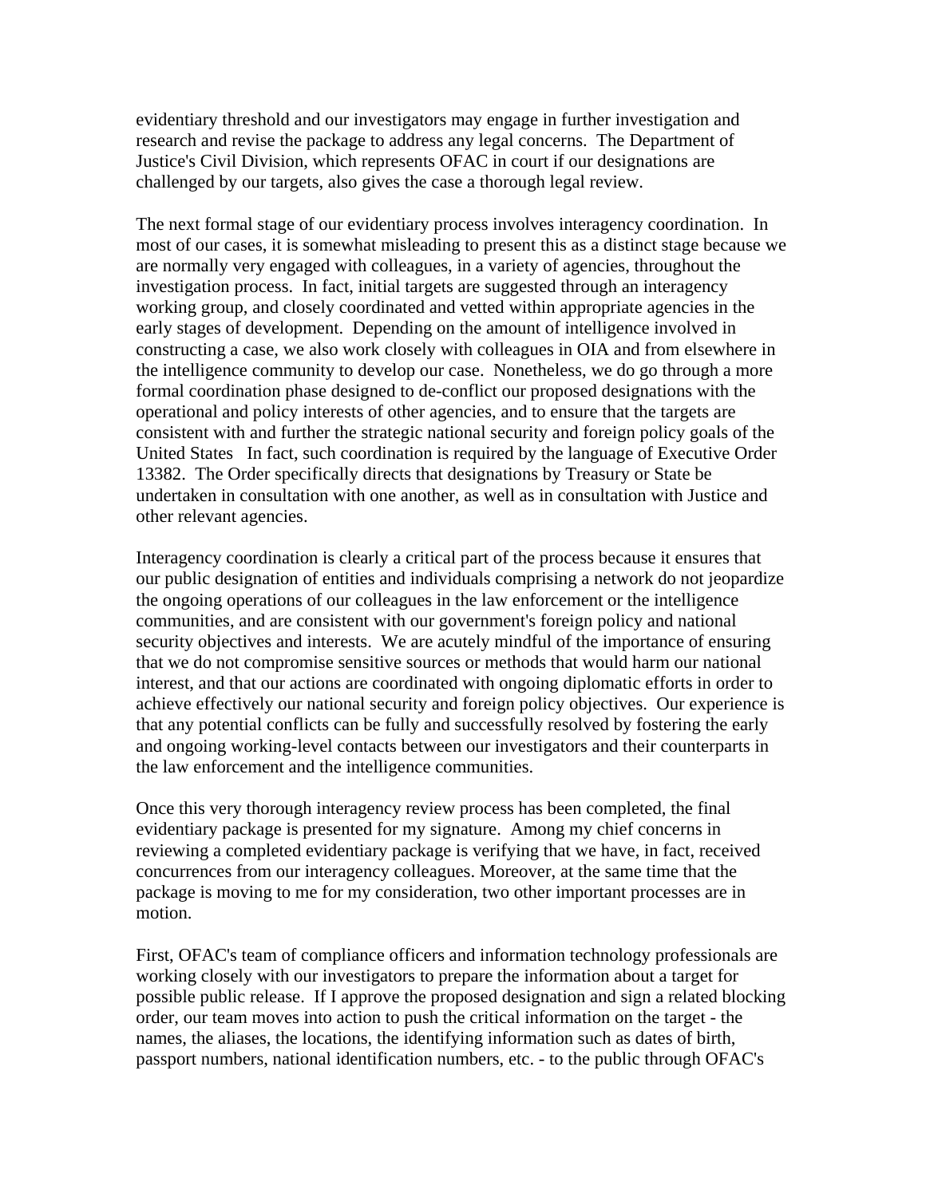evidentiary threshold and our investigators may engage in further investigation and research and revise the package to address any legal concerns. The Department of Justice's Civil Division, which represents OFAC in court if our designations are challenged by our targets, also gives the case a thorough legal review.

The next formal stage of our evidentiary process involves interagency coordination. In most of our cases, it is somewhat misleading to present this as a distinct stage because we are normally very engaged with colleagues, in a variety of agencies, throughout the investigation process. In fact, initial targets are suggested through an interagency working group, and closely coordinated and vetted within appropriate agencies in the early stages of development. Depending on the amount of intelligence involved in constructing a case, we also work closely with colleagues in OIA and from elsewhere in the intelligence community to develop our case. Nonetheless, we do go through a more formal coordination phase designed to de-conflict our proposed designations with the operational and policy interests of other agencies, and to ensure that the targets are consistent with and further the strategic national security and foreign policy goals of the United States In fact, such coordination is required by the language of Executive Order 13382. The Order specifically directs that designations by Treasury or State be undertaken in consultation with one another, as well as in consultation with Justice and other relevant agencies.

Interagency coordination is clearly a critical part of the process because it ensures that our public designation of entities and individuals comprising a network do not jeopardize the ongoing operations of our colleagues in the law enforcement or the intelligence communities, and are consistent with our government's foreign policy and national security objectives and interests. We are acutely mindful of the importance of ensuring that we do not compromise sensitive sources or methods that would harm our national interest, and that our actions are coordinated with ongoing diplomatic efforts in order to achieve effectively our national security and foreign policy objectives. Our experience is that any potential conflicts can be fully and successfully resolved by fostering the early and ongoing working-level contacts between our investigators and their counterparts in the law enforcement and the intelligence communities.

Once this very thorough interagency review process has been completed, the final evidentiary package is presented for my signature. Among my chief concerns in reviewing a completed evidentiary package is verifying that we have, in fact, received concurrences from our interagency colleagues. Moreover, at the same time that the package is moving to me for my consideration, two other important processes are in motion.

First, OFAC's team of compliance officers and information technology professionals are working closely with our investigators to prepare the information about a target for possible public release. If I approve the proposed designation and sign a related blocking order, our team moves into action to push the critical information on the target - the names, the aliases, the locations, the identifying information such as dates of birth, passport numbers, national identification numbers, etc. - to the public through OFAC's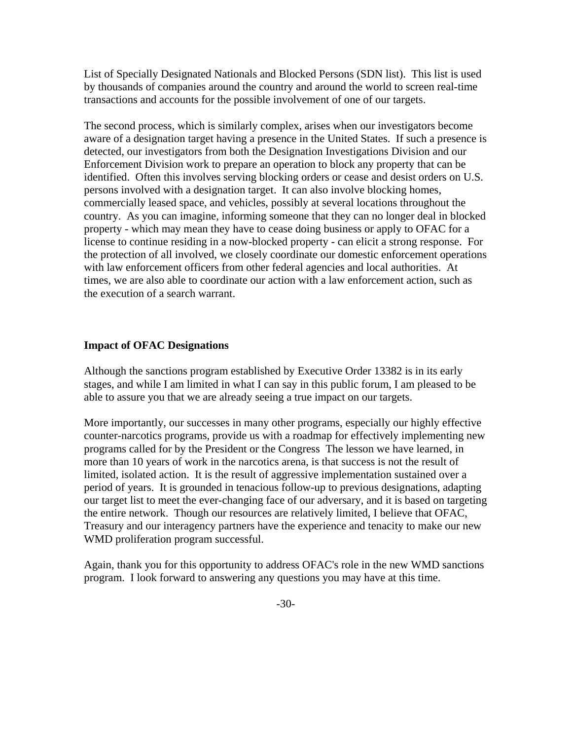List of Specially Designated Nationals and Blocked Persons (SDN list). This list is used by thousands of companies around the country and around the world to screen real-time transactions and accounts for the possible involvement of one of our targets.

The second process, which is similarly complex, arises when our investigators become aware of a designation target having a presence in the United States. If such a presence is detected, our investigators from both the Designation Investigations Division and our Enforcement Division work to prepare an operation to block any property that can be identified. Often this involves serving blocking orders or cease and desist orders on U.S. persons involved with a designation target. It can also involve blocking homes, commercially leased space, and vehicles, possibly at several locations throughout the country. As you can imagine, informing someone that they can no longer deal in blocked property - which may mean they have to cease doing business or apply to OFAC for a license to continue residing in a now-blocked property - can elicit a strong response. For the protection of all involved, we closely coordinate our domestic enforcement operations with law enforcement officers from other federal agencies and local authorities. At times, we are also able to coordinate our action with a law enforcement action, such as the execution of a search warrant.

**Impact of OFAC Designations**

Although the sanctions program established by Executive Order 13382 is in its early stages, and while I am limited in what I can say in this public forum, I am pleased to be able to assure you that we are already seeing a true impact on our targets.

More importantly, our successes in many other programs, especially our highly effective counter-narcotics programs, provide us with a roadmap for effectively implementing new programs called for by the President or the Congress The lesson we have learned, in more than 10 years of work in the narcotics arena, is that success is not the result of limited, isolated action. It is the result of aggressive implementation sustained over a period of years. It is grounded in tenacious follow-up to previous designations, adapting our target list to meet the ever-changing face of our adversary, and it is based on targeting the entire network. Though our resources are relatively limited, I believe that OFAC, Treasury and our interagency partners have the experience and tenacity to make our new WMD proliferation program successful.

Again, thank you for this opportunity to address OFAC's role in the new WMD sanctions program. I look forward to answering any questions you may have at this time.

-30-